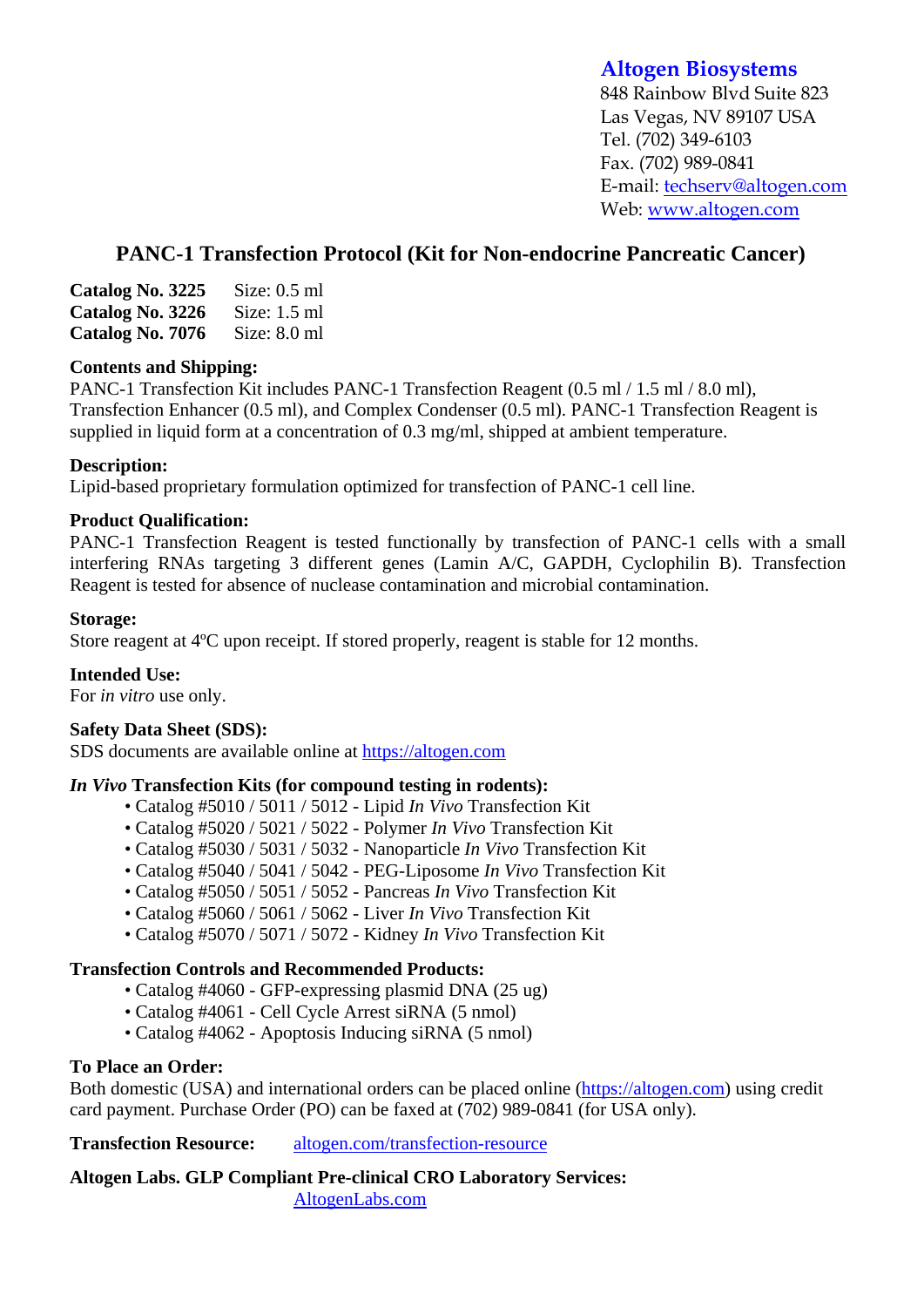**Altogen Biosystems**
848 Rainbow Blvd Suite 823
Las Vegas, NV 89107 USA
Tel. (702) 349-6103
Fax. (702) 989-0841
E-mail: techserv@altogen.com
Web: www.altogen.com

# PANC-1 Transfection Protocol (Kit for Non-endocrine Pancreatic Cancer)

**Catalog No. 3225** Size: 0.5 ml
**Catalog No. 3226** Size: 1.5 ml
**Catalog No. 7076** Size: 8.0 ml

**Contents and Shipping:**
PANC-1 Transfection Kit includes PANC-1 Transfection Reagent (0.5 ml / 1.5 ml / 8.0 ml), Transfection Enhancer (0.5 ml), and Complex Condenser (0.5 ml). PANC-1 Transfection Reagent is supplied in liquid form at a concentration of 0.3 mg/ml, shipped at ambient temperature.

**Description:**
Lipid-based proprietary formulation optimized for transfection of PANC-1 cell line.

**Product Qualification:**
PANC-1 Transfection Reagent is tested functionally by transfection of PANC-1 cells with a small interfering RNAs targeting 3 different genes (Lamin A/C, GAPDH, Cyclophilin B). Transfection Reagent is tested for absence of nuclease contamination and microbial contamination.

**Storage:**
Store reagent at 4ºC upon receipt. If stored properly, reagent is stable for 12 months.

**Intended Use:**
For *in vitro* use only.

**Safety Data Sheet (SDS):**
SDS documents are available online at https://altogen.com

***In Vivo* Transfection Kits (for compound testing in rodents):**

- Catalog #5010 / 5011 / 5012 - Lipid *In Vivo* Transfection Kit
- Catalog #5020 / 5021 / 5022 - Polymer *In Vivo* Transfection Kit
- Catalog #5030 / 5031 / 5032 - Nanoparticle *In Vivo* Transfection Kit
- Catalog #5040 / 5041 / 5042 - PEG-Liposome *In Vivo* Transfection Kit
- Catalog #5050 / 5051 / 5052 - Pancreas *In Vivo* Transfection Kit
- Catalog #5060 / 5061 / 5062 - Liver *In Vivo* Transfection Kit
- Catalog #5070 / 5071 / 5072 - Kidney *In Vivo* Transfection Kit

**Transfection Controls and Recommended Products:**

- Catalog #4060 - GFP-expressing plasmid DNA (25 ug)
- Catalog #4061 - Cell Cycle Arrest siRNA (5 nmol)
- Catalog #4062 - Apoptosis Inducing siRNA (5 nmol)

**To Place an Order:**
Both domestic (USA) and international orders can be placed online (https://altogen.com) using credit card payment. Purchase Order (PO) can be faxed at (702) 989-0841 (for USA only).

**Transfection Resource:** altogen.com/transfection-resource

**Altogen Labs. GLP Compliant Pre-clinical CRO Laboratory Services:**
AltogenLabs.com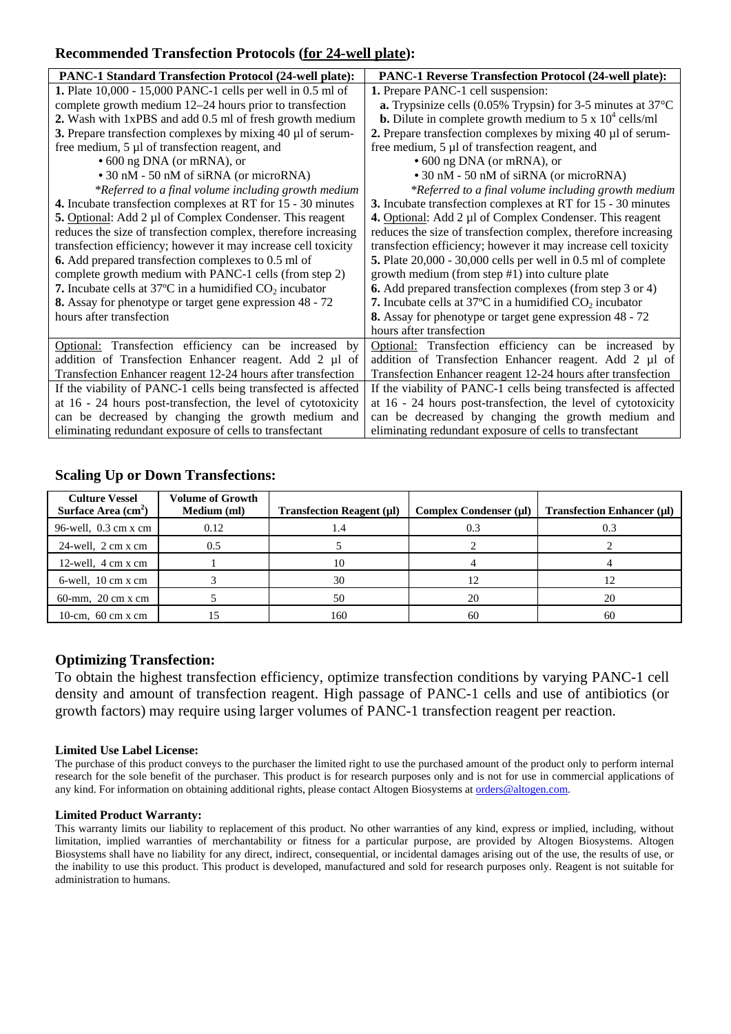## Recommended Transfection Protocols (for 24-well plate):

| PANC-1 Standard Transfection Protocol (24-well plate): | PANC-1 Reverse Transfection Protocol (24-well plate): |
|---|---|
| **1.** Plate 10,000 - 15,000 PANC-1 cells per well in 0.5 ml of complete growth medium 12–24 hours prior to transfection<br>**2.** Wash with 1xPBS and add 0.5 ml of fresh growth medium<br>**3.** Prepare transfection complexes by mixing 40 µl of serum-free medium, 5 µl of transfection reagent, and<br>• 600 ng DNA (or mRNA), or<br>• 30 nM - 50 nM of siRNA (or microRNA)<br>*\*Referred to a final volume including growth medium*<br>**4.** Incubate transfection complexes at RT for 15 - 30 minutes<br>**5.** Optional: Add 2 µl of Complex Condenser. This reagent reduces the size of transfection complex, therefore increasing transfection efficiency; however it may increase cell toxicity<br>**6.** Add prepared transfection complexes to 0.5 ml of complete growth medium with PANC-1 cells (from step 2)<br>**7.** Incubate cells at 37ºC in a humidified $CO_2$ incubator<br>**8.** Assay for phenotype or target gene expression 48 - 72 hours after transfection | **1.** Prepare PANC-1 cell suspension:<br>**a.** Trypsinize cells (0.05% Trypsin) for 3-5 minutes at 37°C<br>**b.** Dilute in complete growth medium to 5 x $10^4$ cells/ml<br>**2.** Prepare transfection complexes by mixing 40 µl of serum-free medium, 5 µl of transfection reagent, and<br>• 600 ng DNA (or mRNA), or<br>• 30 nM - 50 nM of siRNA (or microRNA)<br>*\*Referred to a final volume including growth medium*<br>**3.** Incubate transfection complexes at RT for 15 - 30 minutes<br>**4.** Optional: Add 2 µl of Complex Condenser. This reagent reduces the size of transfection complex, therefore increasing transfection efficiency; however it may increase cell toxicity<br>**5.** Plate 20,000 - 30,000 cells per well in 0.5 ml of complete growth medium (from step #1) into culture plate<br>**6.** Add prepared transfection complexes (from step 3 or 4)<br>**7.** Incubate cells at 37ºC in a humidified $CO_2$ incubator<br>**8.** Assay for phenotype or target gene expression 48 - 72 hours after transfection |
| Optional: Transfection efficiency can be increased by addition of Transfection Enhancer reagent. Add 2 µl of Transfection Enhancer reagent 12-24 hours after transfection | Optional: Transfection efficiency can be increased by addition of Transfection Enhancer reagent. Add 2 µl of Transfection Enhancer reagent 12-24 hours after transfection |
| If the viability of PANC-1 cells being transfected is affected at 16 - 24 hours post-transfection, the level of cytotoxicity can be decreased by changing the growth medium and eliminating redundant exposure of cells to transfectant | If the viability of PANC-1 cells being transfected is affected at 16 - 24 hours post-transfection, the level of cytotoxicity can be decreased by changing the growth medium and eliminating redundant exposure of cells to transfectant |

## Scaling Up or Down Transfections:

| Culture Vessel Surface Area ($cm^2$) | Volume of Growth Medium (ml) | Transfection Reagent (µl) | Complex Condenser (µl) | Transfection Enhancer (µl) |
|---|---|---|---|---|
| 96-well, 0.3 cm x cm | 0.12 | 1.4 | 0.3 | 0.3 |
| 24-well, 2 cm x cm | 0.5 | 5 | 2 | 2 |
| 12-well, 4 cm x cm | 1 | 10 | 4 | 4 |
| 6-well, 10 cm x cm | 3 | 30 | 12 | 12 |
| 60-mm, 20 cm x cm | 5 | 50 | 20 | 20 |
| 10-cm, 60 cm x cm | 15 | 160 | 60 | 60 |

## Optimizing Transfection:

To obtain the highest transfection efficiency, optimize transfection conditions by varying PANC-1 cell density and amount of transfection reagent. High passage of PANC-1 cells and use of antibiotics (or growth factors) may require using larger volumes of PANC-1 transfection reagent per reaction.

#### Limited Use Label License:

The purchase of this product conveys to the purchaser the limited right to use the purchased amount of the product only to perform internal research for the sole benefit of the purchaser. This product is for research purposes only and is not for use in commercial applications of any kind. For information on obtaining additional rights, please contact Altogen Biosystems at orders@altogen.com.

#### Limited Product Warranty:

This warranty limits our liability to replacement of this product. No other warranties of any kind, express or implied, including, without limitation, implied warranties of merchantability or fitness for a particular purpose, are provided by Altogen Biosystems. Altogen Biosystems shall have no liability for any direct, indirect, consequential, or incidental damages arising out of the use, the results of use, or the inability to use this product. This product is developed, manufactured and sold for research purposes only. Reagent is not suitable for administration to humans.